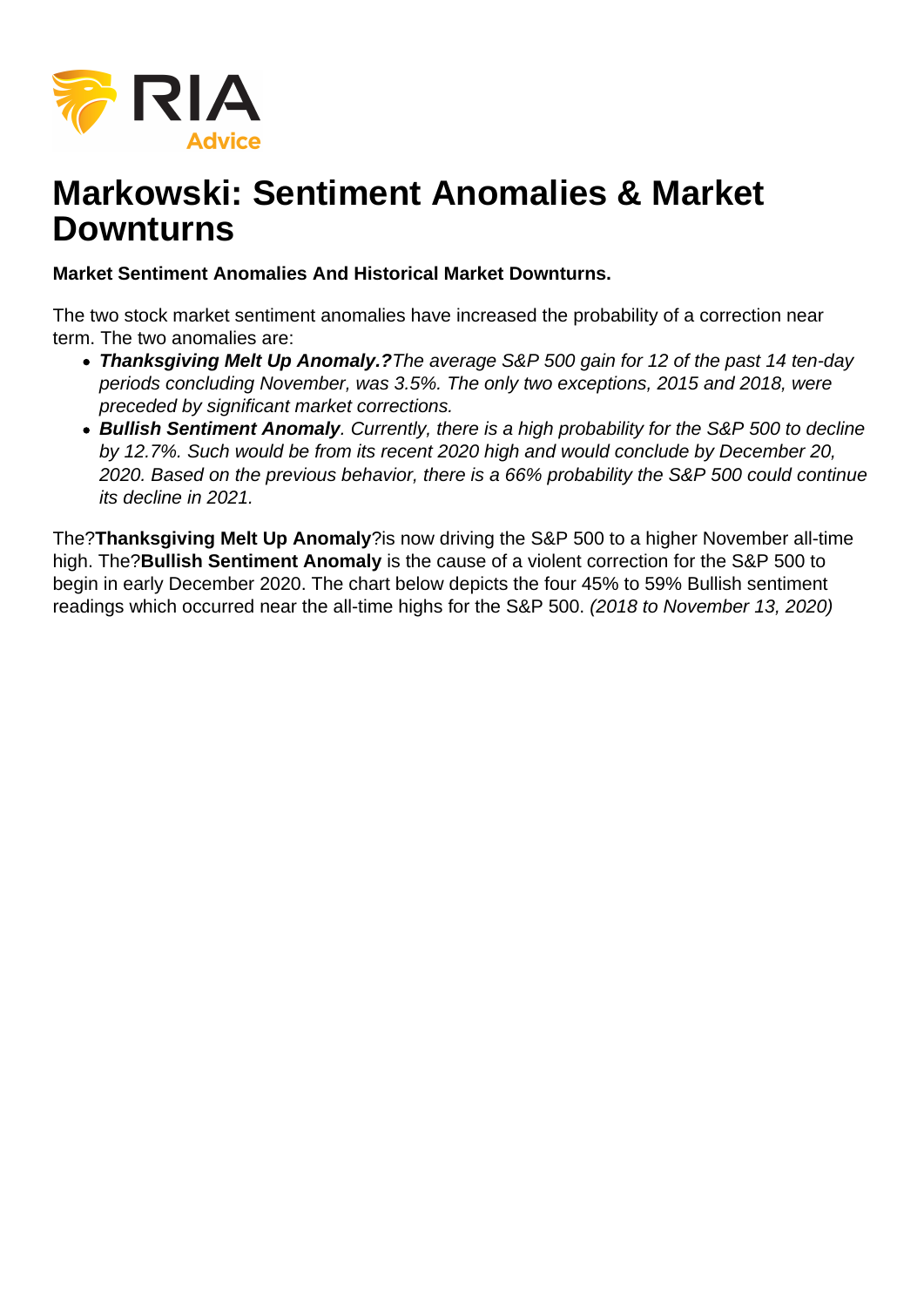# Markowski: Sentiment Anomalies & Market Downturns

**Market Sentiment Anomalies And Historical Market Downturns.**

The two stock market sentiment anomalies have increased the probability of a correction near term. The two anomalies are:

- ***Thanksgiving Melt Up Anomaly.?****The average S&P 500 gain for 12 of the past 14 ten-day periods concluding November, was 3.5%. The only two exceptions, 2015 and 2018, were preceded by significant market corrections.*
- ***Bullish Sentiment Anomaly****. Currently, there is a high probability for the S&P 500 to decline by 12.7%. Such would be from its recent 2020 high and would conclude by December 20, 2020. Based on the previous behavior, there is a 66% probability the S&P 500 could continue its decline in 2021.*

The?**Thanksgiving Melt Up Anomaly**?is now driving the S&P 500 to a higher November all-time high. The?**Bullish Sentiment Anomaly** is the cause of a violent correction for the S&P 500 to begin in early December 2020. The chart below depicts the four 45% to 59% Bullish sentiment readings which occurred near the all-time highs for the S&P 500. *(2018 to November 13, 2020)*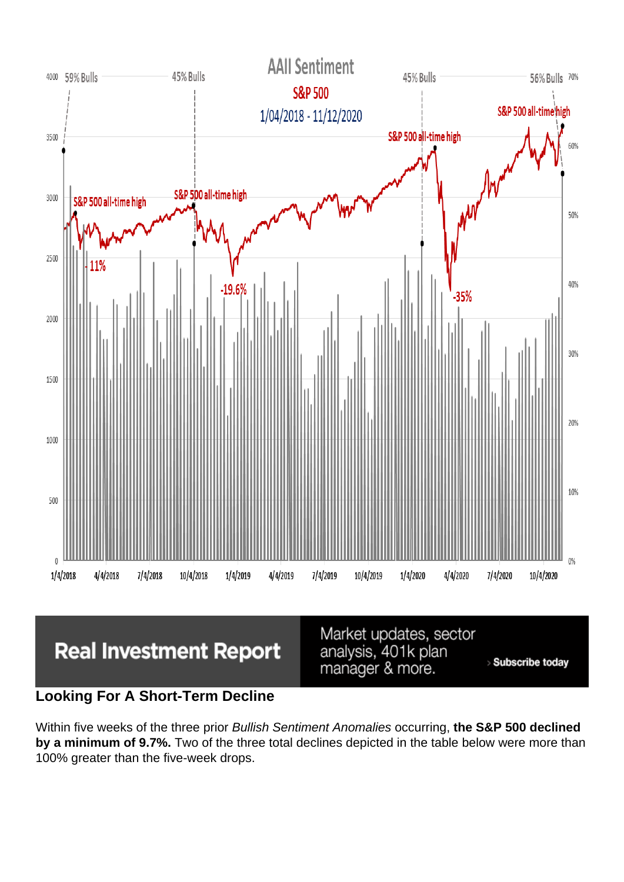Real Investment Report

Market updates, sector analysis, 401k plan manager & more.

› Subscribe today

## Looking For A Short-Term Decline

Within five weeks of the three prior *Bullish Sentiment Anomalies* occurring, **the S&P 500 declined by a minimum of 9.7%.** Two of the three total declines depicted in the table below were more than 100% greater than the five-week drops.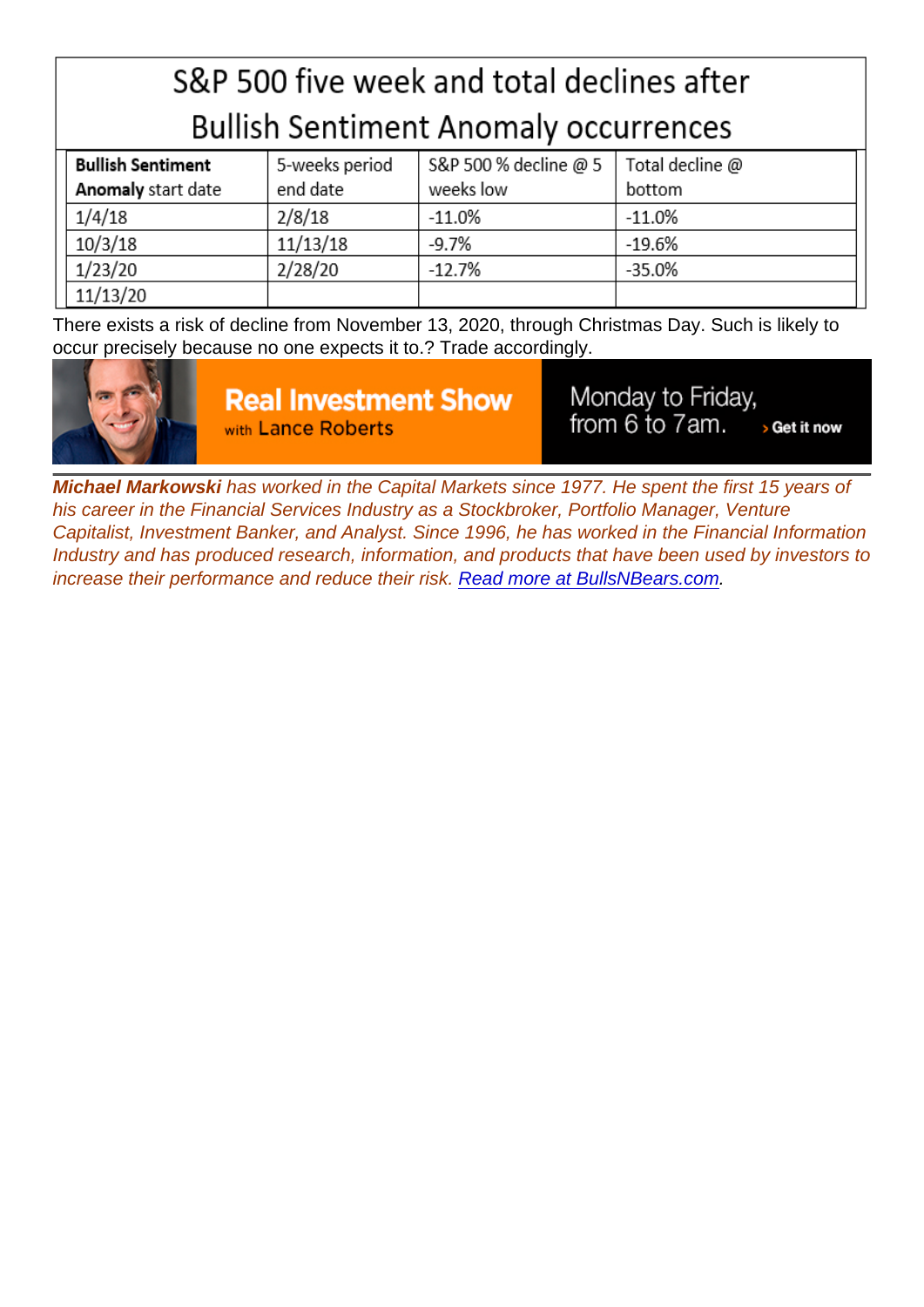## S&P 500 five week and total declines after Bullish Sentiment Anomaly occurrences

| **Bullish Sentiment Anomaly** start date | 5-weeks period end date | S&P 500 % decline @ 5 weeks low | Total decline @ bottom |
|---|---|---|---|
| 1/4/18 | 2/8/18 | -11.0% | -11.0% |
| 10/3/18 | 11/13/18 | -9.7% | -19.6% |
| 1/23/20 | 2/28/20 | -12.7% | -35.0% |
| 11/13/20 | | | |

There exists a risk of decline from November 13, 2020, through Christmas Day. Such is likely to occur precisely because no one expects it to.? Trade accordingly.

**Real Investment Show** with Lance Roberts — Monday to Friday, from 6 to 7am. › Get it now

***Michael Markowski*** *has worked in the Capital Markets since 1977. He spent the first 15 years of his career in the Financial Services Industry as a Stockbroker, Portfolio Manager, Venture Capitalist, Investment Banker, and Analyst. Since 1996, he has worked in the Financial Information Industry and has produced research, information, and products that have been used by investors to increase their performance and reduce their risk.* [*Read more at BullsNBears.com*].